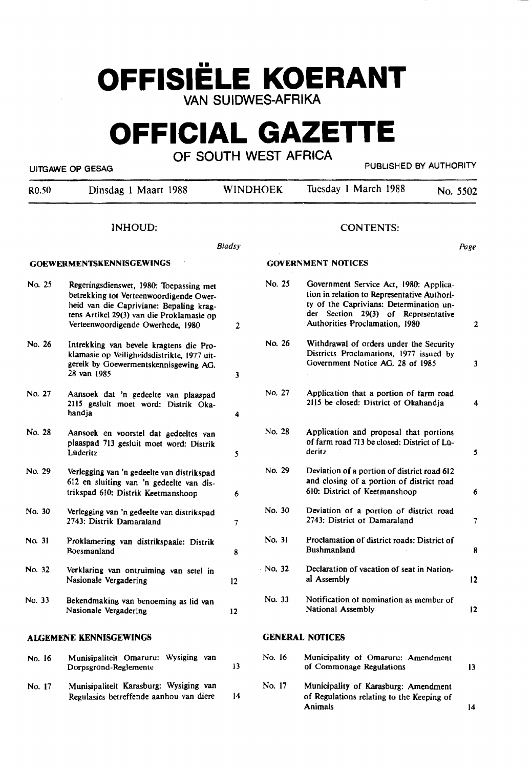# OFFISIËLE KOERANT

VAN SUIDWES-AFRIKA

# OFFICIAL GAZETTE

OF SOUTH WEST AFRICA

UITGAWE OP GESAG | PUBLISHED BY AUTHORITY

| R0.50 | Dinsdag 1 Maart 1988 | WINDHOEK | Tuesday 1 March 1988 | No. 5502 |
|---|---|---|---|---|

## INHOUD:

*Bladsy*

### GOEWERMENTSKENNISGEWINGS

| No. | | Bladsy |
|---|---|---|
| No. 25 | Regeringsdienswet, 1980: Toepassing met betrekking tot Verteenwoordigende Owerheid van die Capriviane: Bepaling kragtens Artikel 29(3) van die Proklamasie op Verteenwoordigende Owerhede, 1980 | 2 |
| No. 26 | Intrekking van bevele kragtens die Proklamasie op Veiligheidsdistrikte, 1977 uitgereik by Goewermentskennisgewing AG. 28 van 1985 | 3 |
| No. 27 | Aansoek dat 'n gedeelte van plaaspad 2115 gesluit moet word: Distrik Okahandja | 4 |
| No. 28 | Aansoek en voorstel dat gedeeltes van plaaspad 713 gesluit moet word: Distrik Lüderitz | 5 |
| No. 29 | Verlegging van 'n gedeelte van distrikspad 612 en sluiting van 'n gedeelte van distrikspad 610: Distrik Keetmanshoop | 6 |
| No. 30 | Verlegging van 'n gedeelte van distrikspad 2743: Distrik Damaraland | 7 |
| No. 31 | Proklamering van distrikspaaie: Distrik Boesmanland | 8 |
| No. 32 | Verklaring van ontruiming van setel in Nasionale Vergadering | 12 |
| No. 33 | Bekendmaking van benoeming as lid van Nasionale Vergadering | 12 |

### ALGEMENE KENNISGEWINGS

| No. | | Bladsy |
|---|---|---|
| No. 16 | Munisipaliteit Omaruru: Wysiging van Dorpsgrond-Reglemente | 13 |
| No. 17 | Munisipaliteit Karasburg: Wysiging van Regulasies betreffende aanhou van diere | 14 |

## CONTENTS:

*Page*

### GOVERNMENT NOTICES

| No. | | Page |
|---|---|---|
| No. 25 | Government Service Act, 1980: Application in relation to Representative Authority of the Caprivians: Determination under Section 29(3) of Representative Authorities Proclamation, 1980 | 2 |
| No. 26 | Withdrawal of orders under the Security Districts Proclamations, 1977 issued by Government Notice AG. 28 of 1985 | 3 |
| No. 27 | Application that a portion of farm road 2115 be closed: District of Okahandja | 4 |
| No. 28 | Application and proposal that portions of farm road 713 be closed: District of Lüderitz | 5 |
| No. 29 | Deviation of a portion of district road 612 and closing of a portion of district road 610: District of Keetmanshoop | 6 |
| No. 30 | Deviation of a portion of district road 2743: District of Damaraland | 7 |
| No. 31 | Proclamation of district roads: District of Bushmanland | 8 |
| No. 32 | Declaration of vacation of seat in National Assembly | 12 |
| No. 33 | Notification of nomination as member of National Assembly | 12 |

### GENERAL NOTICES

| No. | | Page |
|---|---|---|
| No. 16 | Municipality of Omaruru: Amendment of Commonage Regulations | 13 |
| No. 17 | Municipality of Karasburg: Amendment of Regulations relating to the Keeping of Animals | 14 |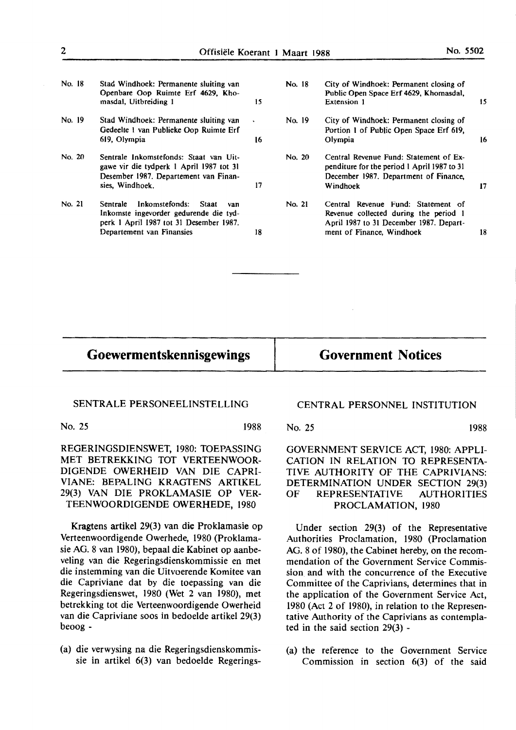| | | |
|---|---|---|
| No. 18 | Stad Windhoek: Permanente sluiting van Openbare Oop Ruimte Erf 4629, Khomasdal, Uitbreiding 1 | 15 |
| No. 19 | Stad Windhoek: Permanente sluiting van Gedeelte 1 van Publieke Oop Ruimte Erf 619, Olympia | 16 |
| No. 20 | Sentrale Inkomstefonds: Staat van Uitgawe vir die tydperk 1 April 1987 tot 31 Desember 1987. Departement van Finansies, Windhoek. | 17 |
| No. 21 | Sentrale Inkomstefonds: Staat van Inkomste ingevorder gedurende die tydperk 1 April 1987 tot 31 Desember 1987. Departement van Finansies | 18 |

| | | |
|---|---|---|
| No. 18 | City of Windhoek: Permanent closing of Public Open Space Erf 4629, Khomasdal, Extension 1 | 15 |
| No. 19 | City of Windhoek: Permanent closing of Portion 1 of Public Open Space Erf 619, Olympia | 16 |
| No. 20 | Central Revenue Fund: Statement of Expenditure for the period 1 April 1987 to 31 December 1987. Department of Finance, Windhoek | 17 |
| No. 21 | Central Revenue Fund: Statement of Revenue collected during the period 1 April 1987 to 31 December 1987. Department of Finance, Windhoek | 18 |

# Goewermentskennisgewings

SENTRALE PERSONEELINSTELLING

No. 25 1988

REGERINGSDIENSWET, 1980: TOEPASSING MET BETREKKING TOT VERTEENWOORDIGENDE OWERHEID VAN DIE CAPRIVIANE: BEPALING KRAGTENS ARTIKEL 29(3) VAN DIE PROKLAMASIE OP VERTEENWOORDIGENDE OWERHEDE, 1980

Kragtens artikel 29(3) van die Proklamasie op Verteenwoordigende Owerhede, 1980 (Proklamasie AG. 8 van 1980), bepaal die Kabinet op aanbeveling van die Regeringsdienskommissie en met die instemming van die Uitvoerende Komitee van die Capriviane dat by die toepassing van die Regeringsdienswet, 1980 (Wet 2 van 1980), met betrekking tot die Verteenwoordigende Owerheid van die Capriviane soos in bedoelde artikel 29(3) beoog -

(a) die verwysing na die Regeringsdienskommissie in artikel 6(3) van bedoelde Regerings-

# Government Notices

CENTRAL PERSONNEL INSTITUTION

No. 25 1988

GOVERNMENT SERVICE ACT, 1980: APPLICATION IN RELATION TO REPRESENTATIVE AUTHORITY OF THE CAPRIVIANS: DETERMINATION UNDER SECTION 29(3) OF REPRESENTATIVE AUTHORITIES PROCLAMATION, 1980

Under section 29(3) of the Representative Authorities Proclamation, 1980 (Proclamation AG. 8 of 1980), the Cabinet hereby, on the recommendation of the Government Service Commission and with the concurrence of the Executive Committee of the Caprivians, determines that in the application of the Government Service Act, 1980 (Act 2 of 1980), in relation to the Representative Authority of the Caprivians as contemplated in the said section 29(3) -

(a) the reference to the Government Service Commission in section 6(3) of the said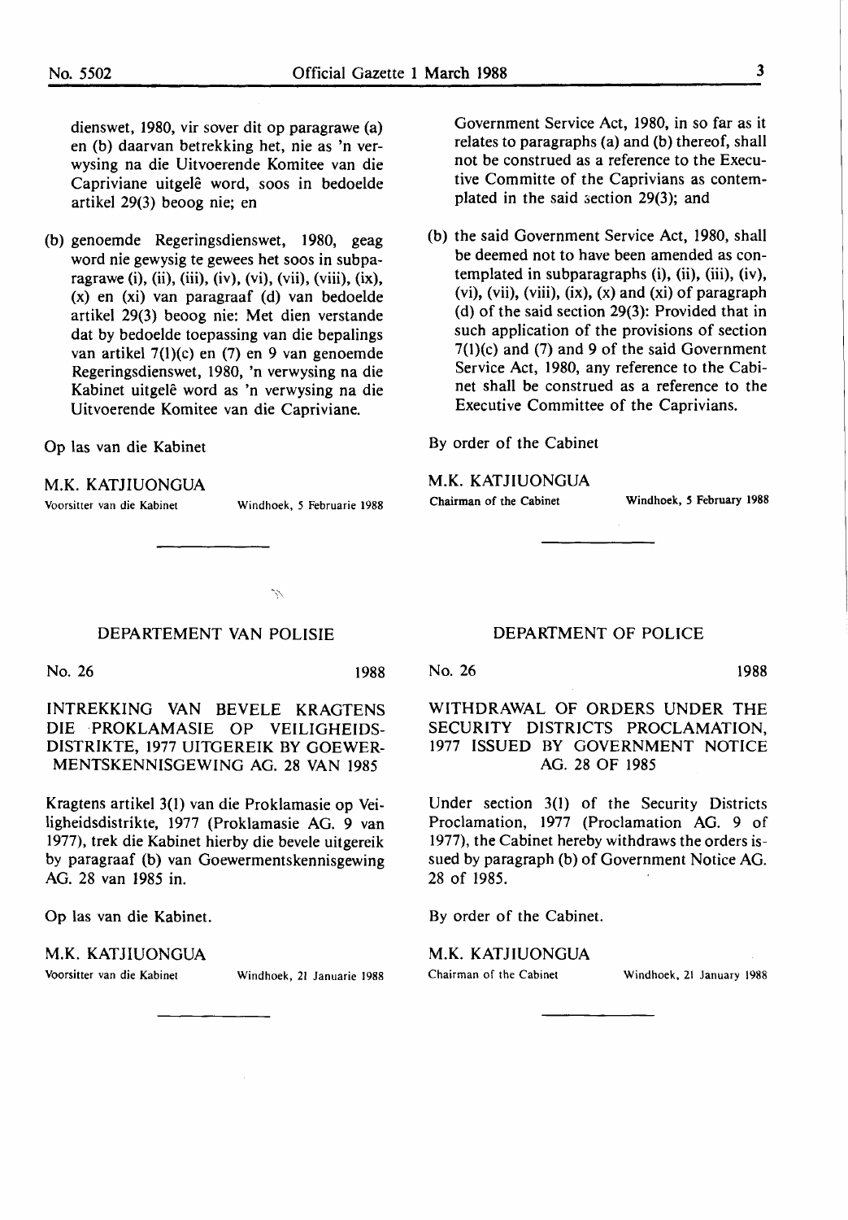dienswet, 1980, vir sover dit op paragrawe (a) en (b) daarvan betrekking het, nie as 'n verwysing na die Uitvoerende Komitee van die Capriviane uitgelê word, soos in bedoelde artikel 29(3) beoog nie; en

(b) genoemde Regeringsdienswet, 1980, geag word nie gewysig te gewees het soos in subparagrawe (i), (ii), (iii), (iv), (vi), (vii), (viii), (ix), (x) en (xi) van paragraaf (d) van bedoelde artikel 29(3) beoog nie: Met dien verstande dat by bedoelde toepassing van die bepalings van artikel 7(1)(c) en (7) en 9 van genoemde Regeringsdienswet, 1980, 'n verwysing na die Kabinet uitgelê word as 'n verwysing na die Uitvoerende Komitee van die Capriviane.

Op las van die Kabinet

M.K. KATJIUONGUA
Voorsitter van die Kabinet — Windhoek, 5 Februarie 1988

Government Service Act, 1980, in so far as it relates to paragraphs (a) and (b) thereof, shall not be construed as a reference to the Executive Committe of the Caprivians as contemplated in the said section 29(3); and

(b) the said Government Service Act, 1980, shall be deemed not to have been amended as contemplated in subparagraphs (i), (ii), (iii), (iv), (vi), (vii), (viii), (ix), (x) and (xi) of paragraph (d) of the said section 29(3): Provided that in such application of the provisions of section 7(1)(c) and (7) and 9 of the said Government Service Act, 1980, any reference to the Cabinet shall be construed as a reference to the Executive Committee of the Caprivians.

By order of the Cabinet

M.K. KATJIUONGUA
Chairman of the Cabinet — Windhoek, 5 February 1988

---

## DEPARTEMENT VAN POLISIE

No. 26 — 1988

### INTREKKING VAN BEVELE KRAGTENS DIE PROKLAMASIE OP VEILIGHEIDSDISTRIKTE, 1977 UITGEREIK BY GOEWERMENTSKENNISGEWING AG. 28 VAN 1985

Kragtens artikel 3(1) van die Proklamasie op Veiligheidsdistrikte, 1977 (Proklamasie AG. 9 van 1977), trek die Kabinet hierby die bevele uitgereik by paragraaf (b) van Goewermentskennisgewing AG. 28 van 1985 in.

Op las van die Kabinet.

M.K. KATJIUONGUA
Voorsitter van die Kabinet — Windhoek, 21 Januarie 1988

## DEPARTMENT OF POLICE

No. 26 — 1988

### WITHDRAWAL OF ORDERS UNDER THE SECURITY DISTRICTS PROCLAMATION, 1977 ISSUED BY GOVERNMENT NOTICE AG. 28 OF 1985

Under section 3(1) of the Security Districts Proclamation, 1977 (Proclamation AG. 9 of 1977), the Cabinet hereby withdraws the orders issued by paragraph (b) of Government Notice AG. 28 of 1985.

By order of the Cabinet.

M.K. KATJIUONGUA
Chairman of the Cabinet — Windhoek, 21 January 1988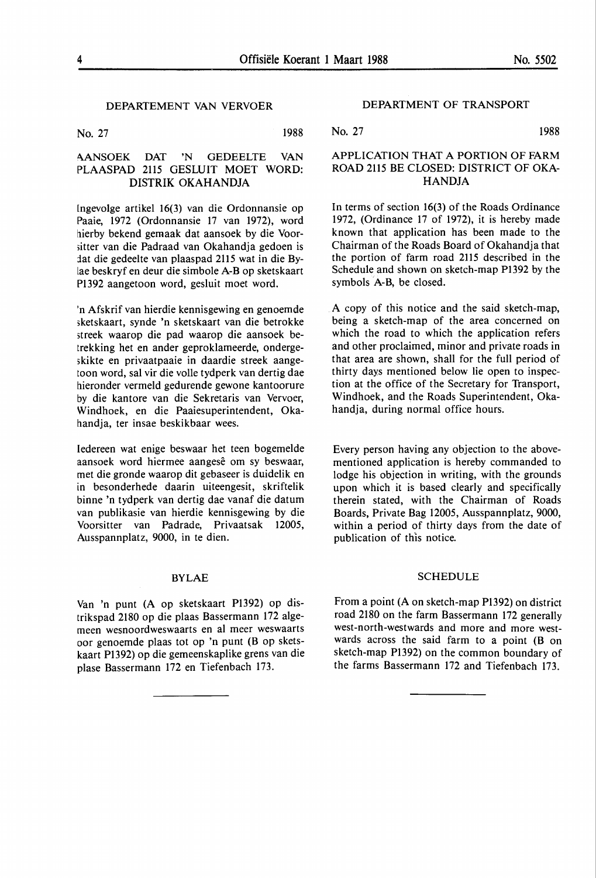## DEPARTEMENT VAN VERVOER

No. 27 1988

### AANSOEK DAT 'N GEDEELTE VAN PLAASPAD 2115 GESLUIT MOET WORD: DISTRIK OKAHANDJA

Ingevolge artikel 16(3) van die Ordonnansie op Paaie, 1972 (Ordonnansie 17 van 1972), word hierby bekend gemaak dat aansoek by die Voorsitter van die Padraad van Okahandja gedoen is dat die gedeelte van plaaspad 2115 wat in die Bylae beskryf en deur die simbole A-B op sketskaart P1392 aangetoon word, gesluit moet word.

'n Afskrif van hierdie kennisgewing en genoemde sketskaart, synde 'n sketskaart van die betrokke streek waarop die pad waarop die aansoek betrekking het en ander geproklameerde, ondergeskikte en privaatpaaie in daardie streek aangetoon word, sal vir die volle tydperk van dertig dae hieronder vermeld gedurende gewone kantoorure by die kantore van die Sekretaris van Vervoer, Windhoek, en die Paaiesuperintendent, Okahandja, ter insae beskikbaar wees.

Iedereen wat enige beswaar het teen bogemelde aansoek word hiermee aangesê om sy beswaar, met die gronde waarop dit gebaseer is duidelik en in besonderhede daarin uiteengesit, skriftelik binne 'n tydperk van dertig dae vanaf die datum van publikasie van hierdie kennisgewing by die Voorsitter van Padrade, Privaatsak 12005, Ausspannplatz, 9000, in te dien.

#### BYLAE

Van 'n punt (A op sketskaart P1392) op distrikspad 2180 op die plaas Bassermann 172 algemeen wesnoordweswaarts en al meer weswaarts oor genoemde plaas tot op 'n punt (B op sketskaart P1392) op die gemeenskaplike grens van die plase Bassermann 172 en Tiefenbach 173.

---

## DEPARTMENT OF TRANSPORT

No. 27 1988

### APPLICATION THAT A PORTION OF FARM ROAD 2115 BE CLOSED: DISTRICT OF OKAHANDJA

In terms of section 16(3) of the Roads Ordinance 1972, (Ordinance 17 of 1972), it is hereby made known that application has been made to the Chairman of the Roads Board of Okahandja that the portion of farm road 2115 described in the Schedule and shown on sketch-map P1392 by the symbols A-B, be closed.

A copy of this notice and the said sketch-map, being a sketch-map of the area concerned on which the road to which the application refers and other proclaimed, minor and private roads in that area are shown, shall for the full period of thirty days mentioned below lie open to inspection at the office of the Secretary for Transport, Windhoek, and the Roads Superintendent, Okahandja, during normal office hours.

Every person having any objection to the abovementioned application is hereby commanded to lodge his objection in writing, with the grounds upon which it is based clearly and specifically therein stated, with the Chairman of Roads Boards, Private Bag 12005, Ausspannplatz, 9000, within a period of thirty days from the date of publication of this notice.

#### SCHEDULE

From a point (A on sketch-map P1392) on district road 2180 on the farm Bassermann 172 generally west-north-westwards and more and more westwards across the said farm to a point (B on sketch-map P1392) on the common boundary of the farms Bassermann 172 and Tiefenbach 173.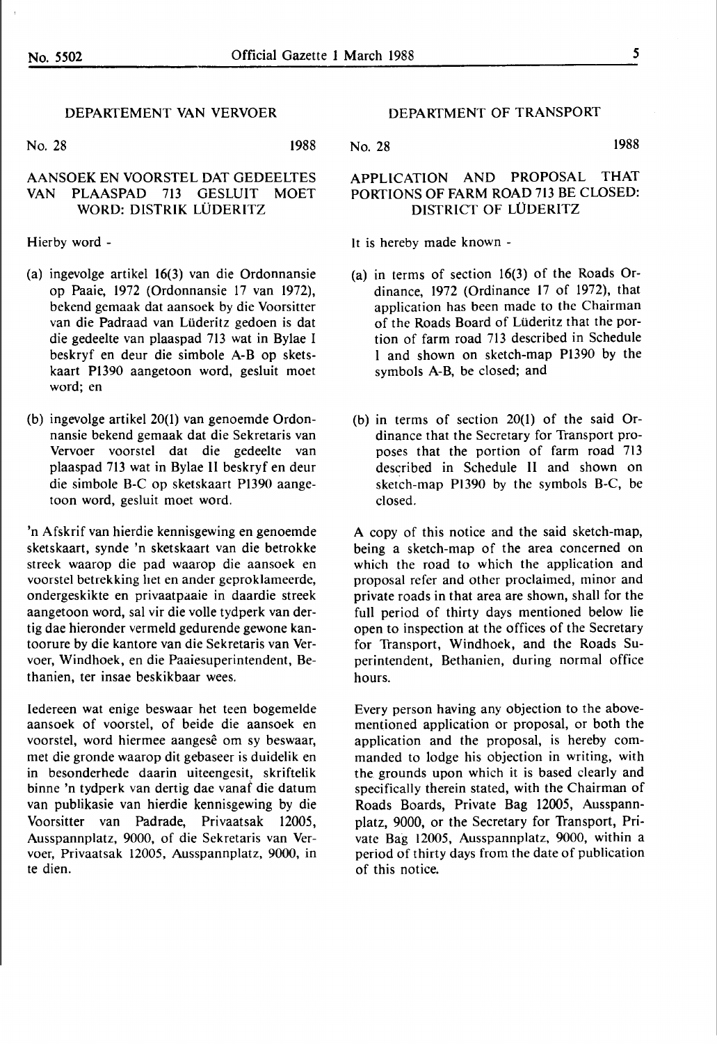## DEPARTEMENT VAN VERVOER

No. 28 1988

### AANSOEK EN VOORSTEL DAT GEDEELTES VAN PLAASPAD 713 GESLUIT MOET WORD: DISTRIK LÜDERITZ

Hierby word -

(a) ingevolge artikel 16(3) van die Ordonnansie op Paaie, 1972 (Ordonnansie 17 van 1972), bekend gemaak dat aansoek by die Voorsitter van die Padraad van Lüderitz gedoen is dat die gedeelte van plaaspad 713 wat in Bylae I beskryf en deur die simbole A-B op sketskaart P1390 aangetoon word, gesluit moet word; en

(b) ingevolge artikel 20(1) van genoemde Ordonnansie bekend gemaak dat die Sekretaris van Vervoer voorstel dat die gedeelte van plaaspad 713 wat in Bylae II beskryf en deur die simbole B-C op sketskaart P1390 aangetoon word, gesluit moet word.

'n Afskrif van hierdie kennisgewing en genoemde sketskaart, synde 'n sketskaart van die betrokke streek waarop die pad waarop die aansoek en voorstel betrekking het en ander geproklameerde, ondergeskikte en privaatpaaie in daardie streek aangetoon word, sal vir die volle tydperk van dertig dae hieronder vermeld gedurende gewone kantoorure by die kantore van die Sekretaris van Vervoer, Windhoek, en die Paaiesuperintendent, Bethanien, ter insae beskikbaar wees.

Iedereen wat enige beswaar het teen bogemelde aansoek of voorstel, of beide die aansoek en voorstel, word hiermee aangesê om sy beswaar, met die gronde waarop dit gebaseer is duidelik en in besonderhede daarin uiteengesit, skriftelik binne 'n tydperk van dertig dae vanaf die datum van publikasie van hierdie kennisgewing by die Voorsitter van Padrade, Privaatsak 12005, Ausspannplatz, 9000, of die Sekretaris van Vervoer, Privaatsak 12005, Ausspannplatz, 9000, in te dien.

## DEPARTMENT OF TRANSPORT

No. 28 1988

### APPLICATION AND PROPOSAL THAT PORTIONS OF FARM ROAD 713 BE CLOSED: DISTRICT OF LÜDERITZ

It is hereby made known -

(a) in terms of section 16(3) of the Roads Ordinance, 1972 (Ordinance 17 of 1972), that application has been made to the Chairman of the Roads Board of Lüderitz that the portion of farm road 713 described in Schedule I and shown on sketch-map P1390 by the symbols A-B, be closed; and

(b) in terms of section 20(1) of the said Ordinance that the Secretary for Transport proposes that the portion of farm road 713 described in Schedule II and shown on sketch-map P1390 by the symbols B-C, be closed.

A copy of this notice and the said sketch-map, being a sketch-map of the area concerned on which the road to which the application and proposal refer and other proclaimed, minor and private roads in that area are shown, shall for the full period of thirty days mentioned below lie open to inspection at the offices of the Secretary for Transport, Windhoek, and the Roads Superintendent, Bethanien, during normal office hours.

Every person having any objection to the above-mentioned application or proposal, or both the application and the proposal, is hereby commanded to lodge his objection in writing, with the grounds upon which it is based clearly and specifically therein stated, with the Chairman of Roads Boards, Private Bag 12005, Ausspannplatz, 9000, or the Secretary for Transport, Private Bag 12005, Ausspannplatz, 9000, within a period of thirty days from the date of publication of this notice.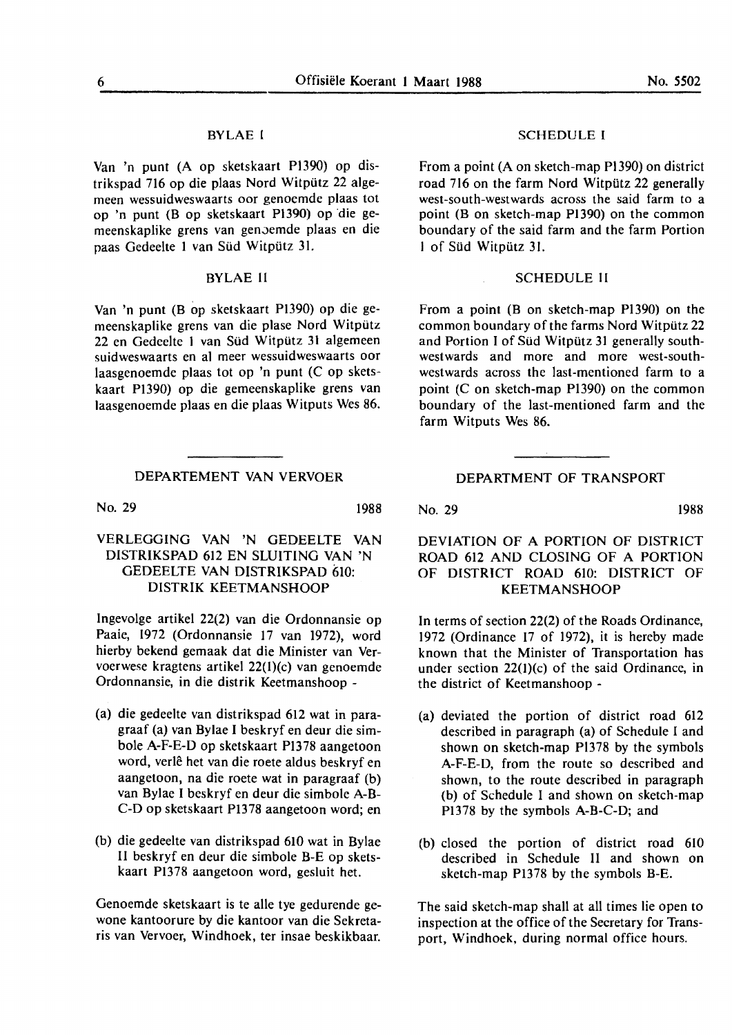## BYLAE I

Van 'n punt (A op sketskaart P1390) op distrikspad 716 op die plaas Nord Witpütz 22 algemeen wessuidweswaarts oor genoemde plaas tot op 'n punt (B op sketskaart P1390) op die gemeenskaplike grens van genoemde plaas en die paas Gedeelte 1 van Süd Witpütz 31.

## BYLAE II

Van 'n punt (B op sketskaart P1390) op die gemeenskaplike grens van die plase Nord Witpütz 22 en Gedeelte 1 van Süd Witpütz 31 algemeen suidweswaarts en al meer wessuidweswaarts oor laasgenoemde plaas tot op 'n punt (C op sketskaart P1390) op die gemeenskaplike grens van laasgenoemde plaas en die plaas Witputs Wes 86.

## SCHEDULE I

From a point (A on sketch-map P1390) on district road 716 on the farm Nord Witpütz 22 generally west-south-westwards across the said farm to a point (B on sketch-map P1390) on the common boundary of the said farm and the farm Portion 1 of Süd Witpütz 31.

## SCHEDULE II

From a point (B on sketch-map P1390) on the common boundary of the farms Nord Witpütz 22 and Portion 1 of Süd Witpütz 31 generally south-westwards and more and more west-south-westwards across the last-mentioned farm to a point (C on sketch-map P1390) on the common boundary of the last-mentioned farm and the farm Witputs Wes 86.

---

## DEPARTEMENT VAN VERVOER

No. 29 1988

### VERLEGGING VAN 'N GEDEELTE VAN DISTRIKSPAD 612 EN SLUITING VAN 'N GEDEELTE VAN DISTRIKSPAD 610: DISTRIK KEETMANSHOOP

Ingevolge artikel 22(2) van die Ordonnansie op Paaie, 1972 (Ordonnansie 17 van 1972), word hierby bekend gemaak dat die Minister van Vervoerwese kragtens artikel 22(1)(c) van genoemde Ordonnansie, in die distrik Keetmanshoop -

(a) die gedeelte van distrikspad 612 wat in paragraaf (a) van Bylae I beskryf en deur die simbole A-F-E-D op sketskaart P1378 aangetoon word, verlê het van die roete aldus beskryf en aangetoon, na die roete wat in paragraaf (b) van Bylae I beskryf en deur die simbole A-B-C-D op sketskaart P1378 aangetoon word; en

(b) die gedeelte van distrikspad 610 wat in Bylae II beskryf en deur die simbole B-E op sketskaart P1378 aangetoon word, gesluit het.

Genoemde sketskaart is te alle tye gedurende gewone kantoorure by die kantoor van die Sekretaris van Vervoer, Windhoek, ter insae beskikbaar.

## DEPARTMENT OF TRANSPORT

No. 29 1988

### DEVIATION OF A PORTION OF DISTRICT ROAD 612 AND CLOSING OF A PORTION OF DISTRICT ROAD 610: DISTRICT OF KEETMANSHOOP

In terms of section 22(2) of the Roads Ordinance, 1972 (Ordinance 17 of 1972), it is hereby made known that the Minister of Transportation has under section 22(1)(c) of the said Ordinance, in the district of Keetmanshoop -

(a) deviated the portion of district road 612 described in paragraph (a) of Schedule I and shown on sketch-map P1378 by the symbols A-F-E-D, from the route so described and shown, to the route described in paragraph (b) of Schedule I and shown on sketch-map P1378 by the symbols A-B-C-D; and

(b) closed the portion of district road 610 described in Schedule II and shown on sketch-map P1378 by the symbols B-E.

The said sketch-map shall at all times lie open to inspection at the office of the Secretary for Transport, Windhoek, during normal office hours.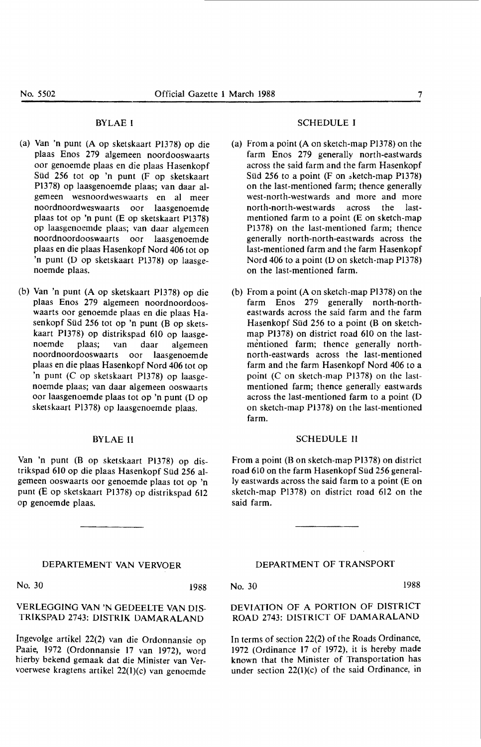## BYLAE I

(a) Van 'n punt (A op sketskaart P1378) op die plaas Enos 279 algemeen noordooswaarts oor genoemde plaas en die plaas Hasenkopf Süd 256 tot op 'n punt (F op sketskaart P1378) op laasgenoemde plaas; van daar algemeen wesnoordweswaarts en al meer noordnoordweswaarts oor laasgenoemde plaas tot op 'n punt (E op sketskaart P1378) op laasgenoemde plaas; van daar algemeen noordnoordooswaarts oor laasgenoemde plaas en die plaas Hasenkopf Nord 406 tot op 'n punt (D op sketskaart P1378) op laasgenoemde plaas.

(b) Van 'n punt (A op sketskaart P1378) op die plaas Enos 279 algemeen noordnoordooswaarts oor genoemde plaas en die plaas Hasenkopf Süd 256 tot op 'n punt (B op sketskaart P1378) op distrikspad 610 op laasgenoemde plaas; van daar algemeen noordnoordooswaarts oor laasgenoemde plaas en die plaas Hasenkopf Nord 406 tot op 'n punt (C op sketskaart P1378) op laasgenoemde plaas; van daar algemeen ooswaarts oor laasgenoemde plaas tot op 'n punt (D op sketskaart P1378) op laasgenoemde plaas.

## BYLAE II

Van 'n punt (B op sketskaart P1378) op distrikspad 610 op die plaas Hasenkopf Süd 256 algemeen ooswaarts oor genoemde plaas tot op 'n punt (E op sketskaart P1378) op distrikspad 612 op genoemde plaas.

## SCHEDULE I

(a) From a point (A on sketch-map P1378) on the farm Enos 279 generally north-eastwards across the said farm and the farm Hasenkopf Süd 256 to a point (F on sketch-map P1378) on the last-mentioned farm; thence generally west-north-westwards and more and more north-north-westwards across the last-mentioned farm to a point (E on sketch-map P1378) on the last-mentioned farm; thence generally north-north-eastwards across the last-mentioned farm and the farm Hasenkopf Nord 406 to a point (D on sketch-map P1378) on the last-mentioned farm.

(b) From a point (A on sketch-map P1378) on the farm Enos 279 generally north-north-eastwards across the said farm and the farm Hasenkopf Süd 256 to a point (B on sketch-map P1378) on district road 610 on the last-mentioned farm; thence generally north-north-eastwards across the last-mentioned farm and the farm Hasenkopf Nord 406 to a point (C on sketch-map P1378) on the last-mentioned farm; thence generally eastwards across the last-mentioned farm to a point (D on sketch-map P1378) on the last-mentioned farm.

## SCHEDULE II

From a point (B on sketch-map P1378) on district road 610 on the farm Hasenkopf Süd 256 generally eastwards across the said farm to a point (E on sketch-map P1378) on district road 612 on the said farm.

---

## DEPARTEMENT VAN VERVOER

No. 30 1988

### VERLEGGING VAN 'N GEDEELTE VAN DISTRIKSPAD 2743: DISTRIK DAMARALAND

Ingevolge artikel 22(2) van die Ordonnansie op Paaie, 1972 (Ordonnansie 17 van 1972), word hierby bekend gemaak dat die Minister van Vervoerwese kragtens artikel 22(1)(c) van genoemde

## DEPARTMENT OF TRANSPORT

No. 30 1988

### DEVIATION OF A PORTION OF DISTRICT ROAD 2743: DISTRICT OF DAMARALAND

In terms of section 22(2) of the Roads Ordinance, 1972 (Ordinance 17 of 1972), it is hereby made known that the Minister of Transportation has under section 22(1)(c) of the said Ordinance, in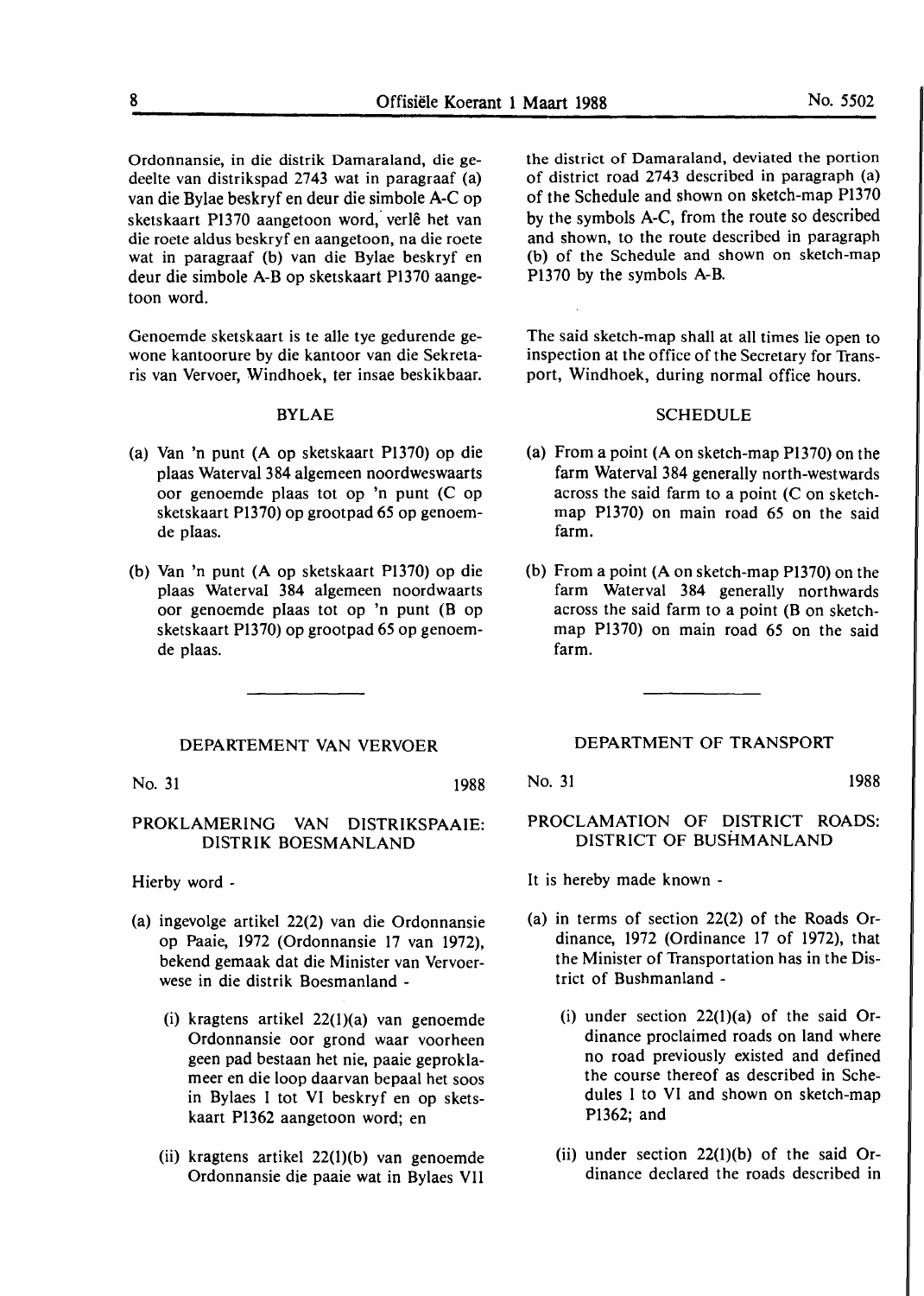Ordonnansie, in die distrik Damaraland, die gedeelte van distrikspad 2743 wat in paragraaf (a) van die Bylae beskryf en deur die simbole A-C op sketskaart P1370 aangetoon word, verlê het van die roete aldus beskryf en aangetoon, na die roete wat in paragraaf (b) van die Bylae beskryf en deur die simbole A-B op sketskaart P1370 aangetoon word.

Genoemde sketskaart is te alle tye gedurende gewone kantoorure by die kantoor van die Sekretaris van Vervoer, Windhoek, ter insae beskikbaar.

BYLAE

(a) Van 'n punt (A op sketskaart P1370) op die plaas Waterval 384 algemeen noordweswaarts oor genoemde plaas tot op 'n punt (C op sketskaart P1370) op grootpad 65 op genoemde plaas.

(b) Van 'n punt (A op sketskaart P1370) op die plaas Waterval 384 algemeen noordwaarts oor genoemde plaas tot op 'n punt (B op sketskaart P1370) op grootpad 65 op genoemde plaas.

the district of Damaraland, deviated the portion of district road 2743 described in paragraph (a) of the Schedule and shown on sketch-map P1370 by the symbols A-C, from the route so described and shown, to the route described in paragraph (b) of the Schedule and shown on sketch-map P1370 by the symbols A-B.

The said sketch-map shall at all times lie open to inspection at the office of the Secretary for Transport, Windhoek, during normal office hours.

SCHEDULE

(a) From a point (A on sketch-map P1370) on the farm Waterval 384 generally north-westwards across the said farm to a point (C on sketch-map P1370) on main road 65 on the said farm.

(b) From a point (A on sketch-map P1370) on the farm Waterval 384 generally northwards across the said farm to a point (B on sketch-map P1370) on main road 65 on the said farm.

---

DEPARTEMENT VAN VERVOER

No. 31 1988

PROKLAMERING VAN DISTRIKSPAAIE: DISTRIK BOESMANLAND

Hierby word -

(a) ingevolge artikel 22(2) van die Ordonnansie op Paaie, 1972 (Ordonnansie 17 van 1972), bekend gemaak dat die Minister van Vervoerwese in die distrik Boesmanland -

(i) kragtens artikel 22(1)(a) van genoemde Ordonnansie oor grond waar voorheen geen pad bestaan het nie, paaie geproklameer en die loop daarvan bepaal het soos in Bylaes I tot VI beskryf en op sketskaart P1362 aangetoon word; en

(ii) kragtens artikel 22(1)(b) van genoemde Ordonnansie die paaie wat in Bylaes VII

DEPARTMENT OF TRANSPORT

No. 31 1988

PROCLAMATION OF DISTRICT ROADS: DISTRICT OF BUSHMANLAND

It is hereby made known -

(a) in terms of section 22(2) of the Roads Ordinance, 1972 (Ordinance 17 of 1972), that the Minister of Transportation has in the District of Bushmanland -

(i) under section 22(1)(a) of the said Ordinance proclaimed roads on land where no road previously existed and defined the course thereof as described in Schedules I to VI and shown on sketch-map P1362; and

(ii) under section 22(1)(b) of the said Ordinance declared the roads described in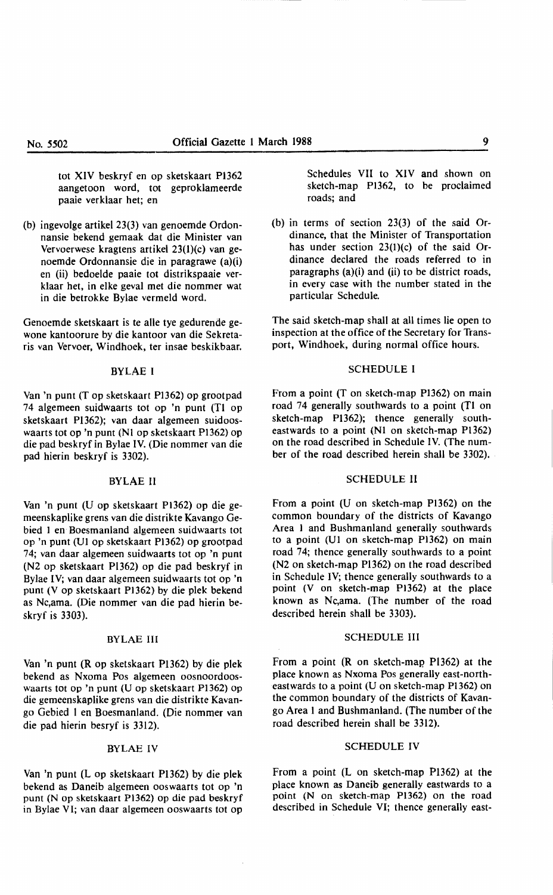tot XIV beskryf en op sketskaart P1362 aangetoon word, tot geproklameerde paaie verklaar het; en

(b) ingevolge artikel 23(3) van genoemde Ordonnansie bekend gemaak dat die Minister van Vervoerwese kragtens artikel 23(1)(c) van genoemde Ordonnansie die in paragrawe (a)(i) en (ii) bedoelde paaie tot distrikspaaie verklaar het, in elke geval met die nommer wat in die betrokke Bylae vermeld word.

Genoemde sketskaart is te alle tye gedurende gewone kantoorure by die kantoor van die Sekretaris van Vervoer, Windhoek, ter insae beskikbaar.

## BYLAE I

Van 'n punt (T op sketskaart P1362) op grootpad 74 algemeen suidwaarts tot op 'n punt (T1 op sketskaart P1362); van daar algemeen suidooswaarts tot op 'n punt (N1 op sketskaart P1362) op die pad beskryf in Bylae IV. (Die nommer van die pad hierin beskryf is 3302).

## BYLAE II

Van 'n punt (U op sketskaart P1362) op die gemeenskaplike grens van die distrikte Kavango Gebied 1 en Boesmanland algemeen suidwaarts tot op 'n punt (U1 op sketskaart P1362) op grootpad 74; van daar algemeen suidwaarts tot op 'n punt (N2 op sketskaart P1362) op die pad beskryf in Bylae IV; van daar algemeen suidwaarts tot op 'n punt (V op sketskaart P1362) by die plek bekend as Nc,ama. (Die nommer van die pad hierin beskryf is 3303).

## BYLAE III

Van 'n punt (R op sketskaart P1362) by die plek bekend as Nxoma Pos algemeen oosnoordooswaarts tot op 'n punt (U op sketskaart P1362) op die gemeenskaplike grens van die distrikte Kavango Gebied 1 en Boesmanland. (Die nommer van die pad hierin besryf is 3312).

## BYLAE IV

Van 'n punt (L op sketskaart P1362) by die plek bekend as Daneib algemeen ooswaarts tot op 'n punt (N op sketskaart P1362) op die pad beskryf in Bylae VI; van daar algemeen ooswaarts tot op

Schedules VII to XIV and shown on sketch-map P1362, to be proclaimed roads; and

(b) in terms of section 23(3) of the said Ordinance, that the Minister of Transportation has under section 23(1)(c) of the said Ordinance declared the roads referred to in paragraphs (a)(i) and (ii) to be district roads, in every case with the number stated in the particular Schedule.

The said sketch-map shall at all times lie open to inspection at the office of the Secretary for Transport, Windhoek, during normal office hours.

## SCHEDULE I

From a point (T on sketch-map P1362) on main road 74 generally southwards to a point (T1 on sketch-map P1362); thence generally southeastwards to a point (N1 on sketch-map P1362) on the road described in Schedule IV. (The number of the road described herein shall be 3302).

## SCHEDULE II

From a point (U on sketch-map P1362) on the common boundary of the districts of Kavango Area 1 and Bushmanland generally southwards to a point (U1 on sketch-map P1362) on main road 74; thence generally southwards to a point (N2 on sketch-map P1362) on the road described in Schedule IV; thence generally southwards to a point (V on sketch-map P1362) at the place known as Nc,ama. (The number of the road described herein shall be 3303).

## SCHEDULE III

From a point (R on sketch-map P1362) at the place known as Nxoma Pos generally east-northeastwards to a point (U on sketch-map P1362) on the common boundary of the districts of Kavango Area 1 and Bushmanland. (The number of the road described herein shall be 3312).

## SCHEDULE IV

From a point (L on sketch-map P1362) at the place known as Daneib generally eastwards to a point (N on sketch-map P1362) on the road described in Schedule VI; thence generally east-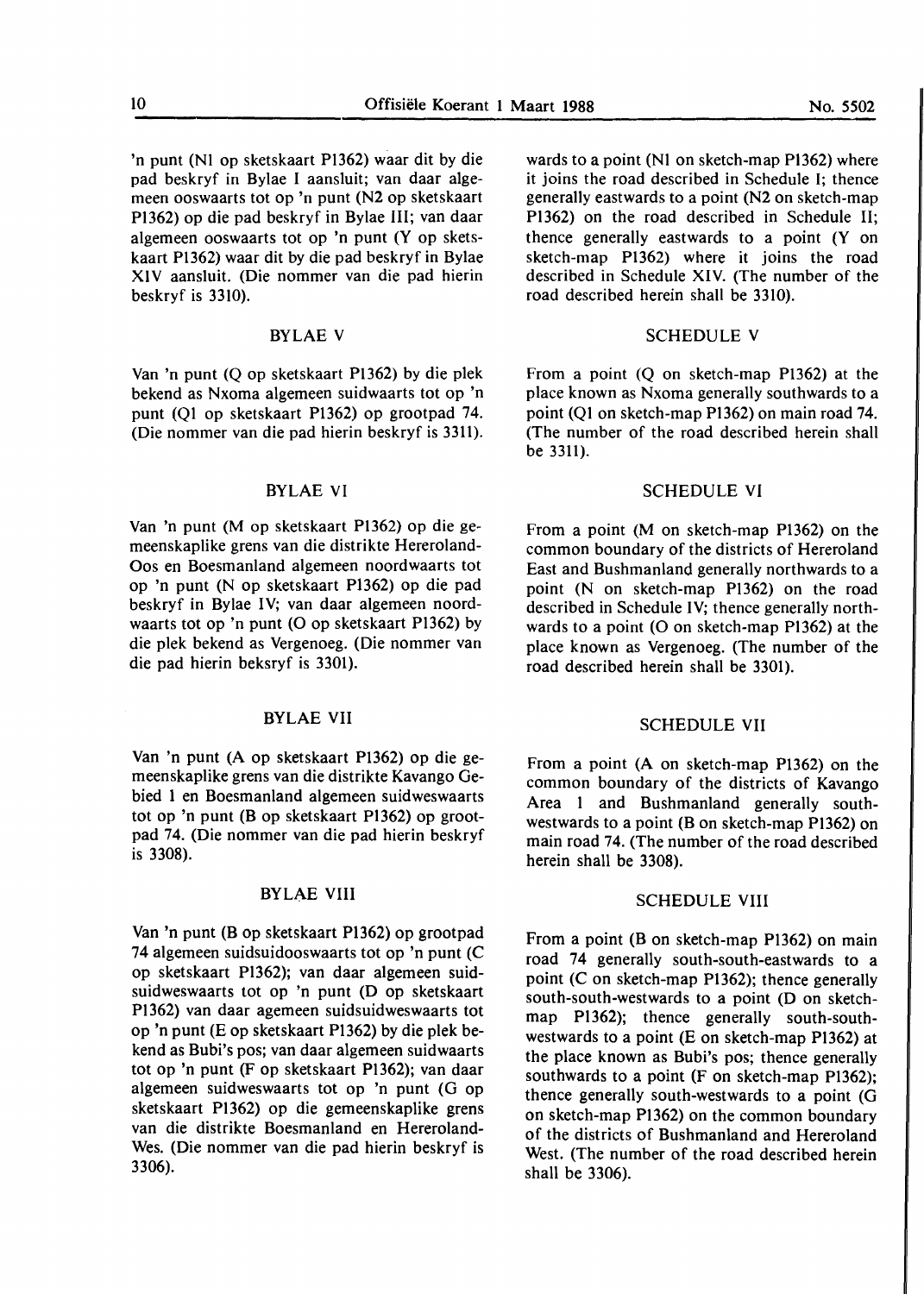'n punt (N1 op sketskaart P1362) waar dit by die pad beskryf in Bylae I aansluit; van daar algemeen ooswaarts tot op 'n punt (N2 op sketskaart P1362) op die pad beskryf in Bylae III; van daar algemeen ooswaarts tot op 'n punt (Y op sketskaart P1362) waar dit by die pad beskryf in Bylae XIV aansluit. (Die nommer van die pad hierin beskryf is 3310).

### BYLAE V

Van 'n punt (Q op sketskaart P1362) by die plek bekend as Nxoma algemeen suidwaarts tot op 'n punt (Q1 op sketskaart P1362) op grootpad 74. (Die nommer van die pad hierin beskryf is 3311).

### BYLAE VI

Van 'n punt (M op sketskaart P1362) op die gemeenskaplike grens van die distrikte Hereroland-Oos en Boesmanland algemeen noordwaarts tot op 'n punt (N op sketskaart P1362) op die pad beskryf in Bylae IV; van daar algemeen noordwaarts tot op 'n punt (O op sketskaart P1362) by die plek bekend as Vergenoeg. (Die nommer van die pad hierin beksryf is 3301).

### BYLAE VII

Van 'n punt (A op sketskaart P1362) op die gemeenskaplike grens van die distrikte Kavango Gebied 1 en Boesmanland algemeen suidweswaarts tot op 'n punt (B op sketskaart P1362) op grootpad 74. (Die nommer van die pad hierin beskryf is 3308).

### BYLAE VIII

Van 'n punt (B op sketskaart P1362) op grootpad 74 algemeen suidsuidooswaarts tot op 'n punt (C op sketskaart P1362); van daar algemeen suidsuidweswaarts tot op 'n punt (D op sketskaart P1362) van daar agemeen suidsuidweswaarts tot op 'n punt (E op sketskaart P1362) by die plek bekend as Bubi's pos; van daar algemeen suidwaarts tot op 'n punt (F op sketskaart P1362); van daar algemeen suidweswaarts tot op 'n punt (G op sketskaart P1362) op die gemeenskaplike grens van die distrikte Boesmanland en Hereroland-Wes. (Die nommer van die pad hierin beskryf is 3306).

wards to a point (N1 on sketch-map P1362) where it joins the road described in Schedule I; thence generally eastwards to a point (N2 on sketch-map P1362) on the road described in Schedule II; thence generally eastwards to a point (Y on sketch-map P1362) where it joins the road described in Schedule XIV. (The number of the road described herein shall be 3310).

### SCHEDULE V

From a point (Q on sketch-map P1362) at the place known as Nxoma generally southwards to a point (Q1 on sketch-map P1362) on main road 74. (The number of the road described herein shall be 3311).

### SCHEDULE VI

From a point (M on sketch-map P1362) on the common boundary of the districts of Hereroland East and Bushmanland generally northwards to a point (N on sketch-map P1362) on the road described in Schedule IV; thence generally northwards to a point (O on sketch-map P1362) at the place known as Vergenoeg. (The number of the road described herein shall be 3301).

### SCHEDULE VII

From a point (A on sketch-map P1362) on the common boundary of the districts of Kavango Area 1 and Bushmanland generally southwestwards to a point (B on sketch-map P1362) on main road 74. (The number of the road described herein shall be 3308).

### SCHEDULE VIII

From a point (B on sketch-map P1362) on main road 74 generally south-south-eastwards to a point (C on sketch-map P1362); thence generally south-south-westwards to a point (D on sketch-map P1362); thence generally south-south-westwards to a point (E on sketch-map P1362) at the place known as Bubi's pos; thence generally southwards to a point (F on sketch-map P1362); thence generally south-westwards to a point (G on sketch-map P1362) on the common boundary of the districts of Bushmanland and Hereroland West. (The number of the road described herein shall be 3306).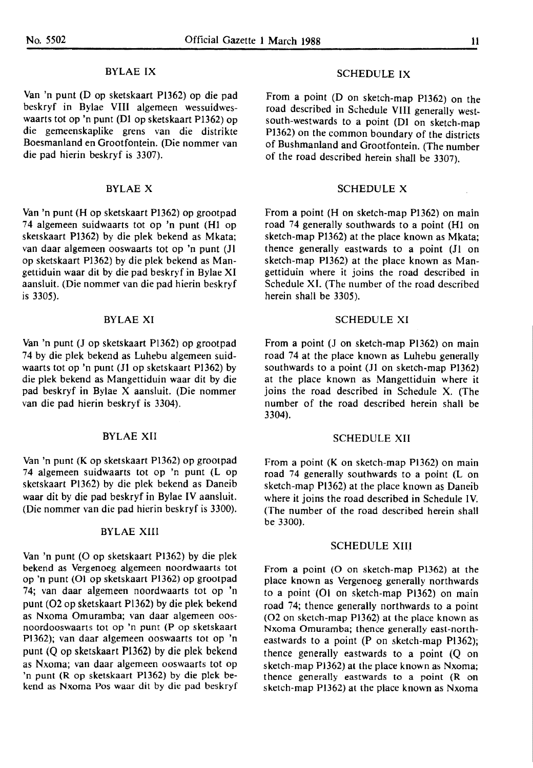## BYLAE IX

Van 'n punt (D op sketskaart P1362) op die pad beskryf in Bylae VIII algemeen wessuidweswaarts tot op 'n punt (D1 op sketskaart P1362) op die gemeenskaplike grens van die distrikte Boesmanland en Grootfontein. (Die nommer van die pad hierin beskryf is 3307).

## BYLAE X

Van 'n punt (H op sketskaart P1362) op grootpad 74 algemeen suidwaarts tot op 'n punt (H1 op sketskaart P1362) by die plek bekend as Mkata; van daar algemeen ooswaarts tot op 'n punt (J1 op sketskaart P1362) by die plek bekend as Mangettiduin waar dit by die pad beskryf in Bylae XI aansluit. (Die nommer van die pad hierin beskryf is 3305).

## BYLAE XI

Van 'n punt (J op sketskaart P1362) op grootpad 74 by die plek bekend as Luhebu algemeen suidwaarts tot op 'n punt (J1 op sketskaart P1362) by die plek bekend as Mangettiduin waar dit by die pad beskryf in Bylae X aansluit. (Die nommer van die pad hierin beskryf is 3304).

## BYLAE XII

Van 'n punt (K op sketskaart P1362) op grootpad 74 algemeen suidwaarts tot op 'n punt (L op sketskaart P1362) by die plek bekend as Daneib waar dit by die pad beskryf in Bylae IV aansluit. (Die nommer van die pad hierin beskryf is 3300).

## BYLAE XIII

Van 'n punt (O op sketskaart P1362) by die plek bekend as Vergenoeg algemeen noordwaarts tot op 'n punt (O1 op sketskaart P1362) op grootpad 74; van daar algemeen noordwaarts tot op 'n punt (O2 op sketskaart P1362) by die plek bekend as Nxoma Omuramba; van daar algemeen oosnoordooswaarts tot op 'n punt (P op sketskaart P1362); van daar algemeen ooswaarts tot op 'n punt (Q op sketskaart P1362) by die plek bekend as Nxoma; van daar algemeen ooswaarts tot op 'n punt (R op sketskaart P1362) by die plek bekend as Nxoma Pos waar dit by die pad beskryf

## SCHEDULE IX

From a point (D on sketch-map P1362) on the road described in Schedule VIII generally west-south-westwards to a point (D1 on sketch-map P1362) on the common boundary of the districts of Bushmanland and Grootfontein. (The number of the road described herein shall be 3307).

## SCHEDULE X

From a point (H on sketch-map P1362) on main road 74 generally southwards to a point (H1 on sketch-map P1362) at the place known as Mkata; thence generally eastwards to a point (J1 on sketch-map P1362) at the place known as Mangettiduin where it joins the road described in Schedule XI. (The number of the road described herein shall be 3305).

## SCHEDULE XI

From a point (J on sketch-map P1362) on main road 74 at the place known as Luhebu generally southwards to a point (J1 on sketch-map P1362) at the place known as Mangettiduin where it joins the road described in Schedule X. (The number of the road described herein shall be 3304).

## SCHEDULE XII

From a point (K on sketch-map P1362) on main road 74 generally southwards to a point (L on sketch-map P1362) at the place known as Daneib where it joins the road described in Schedule IV. (The number of the road described herein shall be 3300).

## SCHEDULE XIII

From a point (O on sketch-map P1362) at the place known as Vergenoeg generally northwards to a point (O1 on sketch-map P1362) on main road 74; thence generally northwards to a point (O2 on sketch-map P1362) at the place known as Nxoma Omuramba; thence generally east-north-eastwards to a point (P on sketch-map P1362); thence generally eastwards to a point (Q on sketch-map P1362) at the place known as Nxoma; thence generally eastwards to a point (R on sketch-map P1362) at the place known as Nxoma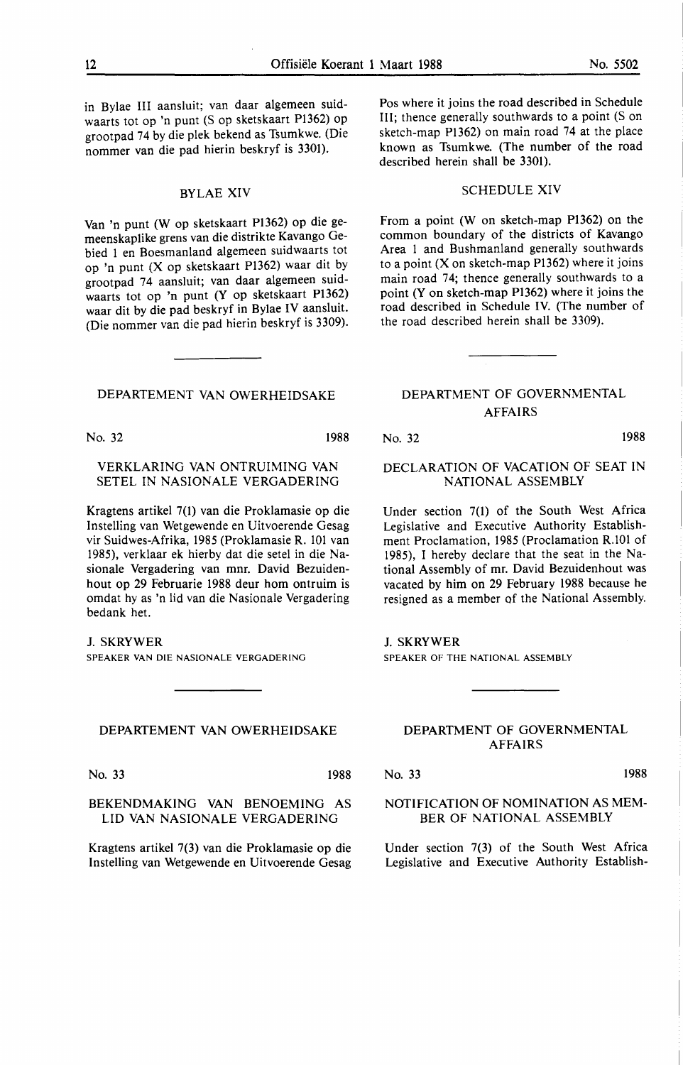in Bylae III aansluit; van daar algemeen suidwaarts tot op 'n punt (S op sketskaart P1362) op grootpad 74 by die plek bekend as Tsumkwe. (Die nommer van die pad hierin beskryf is 3301).

### BYLAE XIV

Van 'n punt (W op sketskaart P1362) op die gemeenskaplike grens van die distrikte Kavango Gebied 1 en Boesmanland algemeen suidwaarts tot op 'n punt (X op sketskaart P1362) waar dit by grootpad 74 aansluit; van daar algemeen suidwaarts tot op 'n punt (Y op sketskaart P1362) waar dit by die pad beskryf in Bylae IV aansluit. (Die nommer van die pad hierin beskryf is 3309).

Pos where it joins the road described in Schedule III; thence generally southwards to a point (S on sketch-map P1362) on main road 74 at the place known as Tsumkwe. (The number of the road described herein shall be 3301).

### SCHEDULE XIV

From a point (W on sketch-map P1362) on the common boundary of the districts of Kavango Area 1 and Bushmanland generally southwards to a point (X on sketch-map P1362) where it joins main road 74; thence generally southwards to a point (Y on sketch-map P1362) where it joins the road described in Schedule IV. (The number of the road described herein shall be 3309).

---

## DEPARTEMENT VAN OWERHEIDSAKE

No. 32 1988

### VERKLARING VAN ONTRUIMING VAN SETEL IN NASIONALE VERGADERING

Kragtens artikel 7(1) van die Proklamasie op die Instelling van Wetgewende en Uitvoerende Gesag vir Suidwes-Afrika, 1985 (Proklamasie R. 101 van 1985), verklaar ek hierby dat die setel in die Nasionale Vergadering van mnr. David Bezuidenhout op 29 Februarie 1988 deur hom ontruim is omdat hy as 'n lid van die Nasionale Vergadering bedank het.

J. SKRYWER
SPEAKER VAN DIE NASIONALE VERGADERING

## DEPARTMENT OF GOVERNMENTAL AFFAIRS

No. 32 1988

### DECLARATION OF VACATION OF SEAT IN NATIONAL ASSEMBLY

Under section 7(1) of the South West Africa Legislative and Executive Authority Establishment Proclamation, 1985 (Proclamation R.101 of 1985), I hereby declare that the seat in the National Assembly of mr. David Bezuidenhout was vacated by him on 29 February 1988 because he resigned as a member of the National Assembly.

J. SKRYWER
SPEAKER OF THE NATIONAL ASSEMBLY

---

## DEPARTEMENT VAN OWERHEIDSAKE

No. 33 1988

### BEKENDMAKING VAN BENOEMING AS LID VAN NASIONALE VERGADERING

Kragtens artikel 7(3) van die Proklamasie op die Instelling van Wetgewende en Uitvoerende Gesag

## DEPARTMENT OF GOVERNMENTAL AFFAIRS

No. 33 1988

### NOTIFICATION OF NOMINATION AS MEMBER OF NATIONAL ASSEMBLY

Under section 7(3) of the South West Africa Legislative and Executive Authority Establish-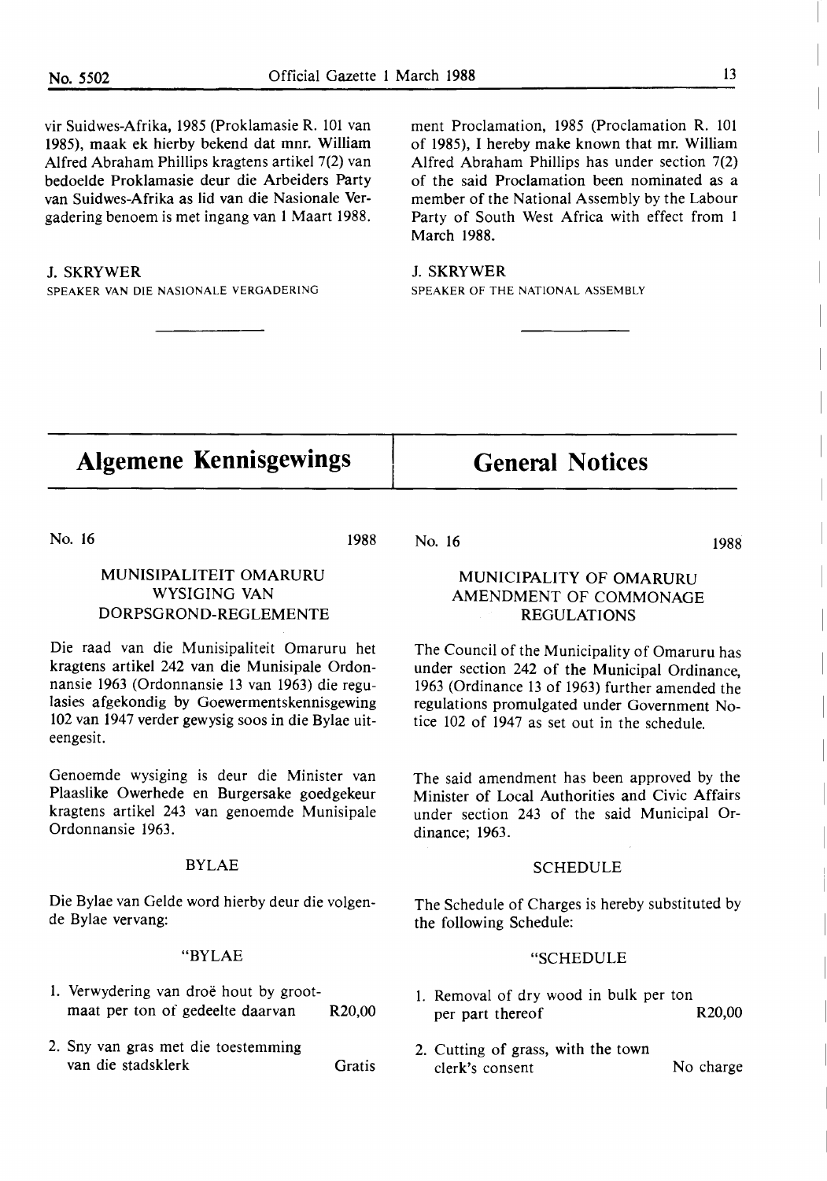vir Suidwes-Afrika, 1985 (Proklamasie R. 101 van 1985), maak ek hierby bekend dat mnr. William Alfred Abraham Phillips kragtens artikel 7(2) van bedoelde Proklamasie deur die Arbeiders Party van Suidwes-Afrika as lid van die Nasionale Vergadering benoem is met ingang van 1 Maart 1988.

J. SKRYWER
SPEAKER VAN DIE NASIONALE VERGADERING

ment Proclamation, 1985 (Proclamation R. 101 of 1985), I hereby make known that mr. William Alfred Abraham Phillips has under section 7(2) of the said Proclamation been nominated as a member of the National Assembly by the Labour Party of South West Africa with effect from 1 March 1988.

J. SKRYWER
SPEAKER OF THE NATIONAL ASSEMBLY

# Algemene Kennisgewings

No. 16 1988

## MUNISIPALITEIT OMARURU WYSIGING VAN DORPSGROND-REGLEMENTE

Die raad van die Munisipaliteit Omaruru het kragtens artikel 242 van die Munisipale Ordonnansie 1963 (Ordonnansie 13 van 1963) die regulasies afgekondig by Goewermentskennisgewing 102 van 1947 verder gewysig soos in die Bylae uiteengesit.

Genoemde wysiging is deur die Minister van Plaaslike Owerhede en Burgersake goedgekeur kragtens artikel 243 van genoemde Munisipale Ordonnansie 1963.

### BYLAE

Die Bylae van Gelde word hierby deur die volgende Bylae vervang:

"BYLAE

1. Verwydering van droë hout by grootmaat per ton of gedeelte daarvan R20,00
2. Sny van gras met die toestemming van die stadsklerk Gratis

# General Notices

No. 16 1988

## MUNICIPALITY OF OMARURU AMENDMENT OF COMMONAGE REGULATIONS

The Council of the Municipality of Omaruru has under section 242 of the Municipal Ordinance, 1963 (Ordinance 13 of 1963) further amended the regulations promulgated under Government Notice 102 of 1947 as set out in the schedule.

The said amendment has been approved by the Minister of Local Authorities and Civic Affairs under section 243 of the said Municipal Ordinance; 1963.

### SCHEDULE

The Schedule of Charges is hereby substituted by the following Schedule:

"SCHEDULE

1. Removal of dry wood in bulk per ton per part thereof R20,00
2. Cutting of grass, with the town clerk's consent No charge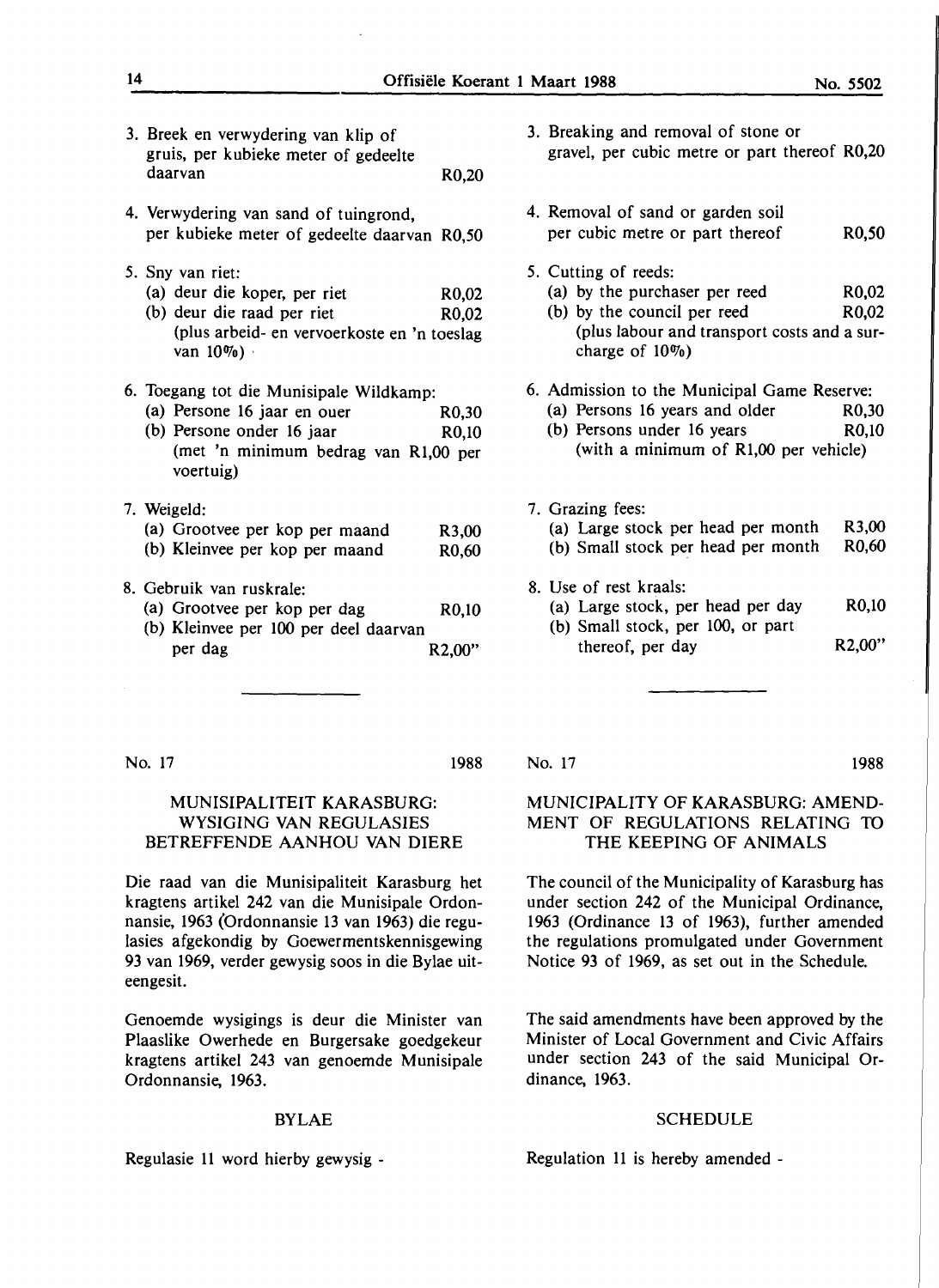3. Breek en verwydering van klip of gruis, per kubieke meter of gedeelte daarvan R0,20

4. Verwydering van sand of tuingrond, per kubieke meter of gedeelte daarvan R0,50

5. Sny van riet:
   (a) deur die koper, per riet R0,02
   (b) deur die raad per riet R0,02
   (plus arbeid- en vervoerkoste en 'n toeslag van 10%)

6. Toegang tot die Munisipale Wildkamp:
   (a) Persone 16 jaar en ouer R0,30
   (b) Persone onder 16 jaar R0,10
   (met 'n minimum bedrag van R1,00 per voertuig)

7. Weigeld:
   (a) Grootvee per kop per maand R3,00
   (b) Kleinvee per kop per maand R0,60

8. Gebruik van ruskrale:
   (a) Grootvee per kop per dag R0,10
   (b) Kleinvee per 100 per deel daarvan per dag R2,00"

3. Breaking and removal of stone or gravel, per cubic metre or part thereof R0,20

4. Removal of sand or garden soil per cubic metre or part thereof R0,50

5. Cutting of reeds:
   (a) by the purchaser per reed R0,02
   (b) by the council per reed R0,02
   (plus labour and transport costs and a surcharge of 10%)

6. Admission to the Municipal Game Reserve:
   (a) Persons 16 years and older R0,30
   (b) Persons under 16 years R0,10
   (with a minimum of R1,00 per vehicle)

7. Grazing fees:
   (a) Large stock per head per month R3,00
   (b) Small stock per head per month R0,60

8. Use of rest kraals:
   (a) Large stock, per head per day R0,10
   (b) Small stock, per 100, or part thereof, per day R2,00"

---

No. 17 1988

## MUNISIPALITEIT KARASBURG: WYSIGING VAN REGULASIES BETREFFENDE AANHOU VAN DIERE

Die raad van die Munisipaliteit Karasburg het kragtens artikel 242 van die Munisipale Ordonnansie, 1963 (Ordonnansie 13 van 1963) die regulasies afgekondig by Goewermentskennisgewing 93 van 1969, verder gewysig soos in die Bylae uiteengesit.

Genoemde wysigings is deur die Minister van Plaaslike Owerhede en Burgersake goedgekeur kragtens artikel 243 van genoemde Munisipale Ordonnansie, 1963.

### BYLAE

Regulasie 11 word hierby gewysig -

No. 17 1988

## MUNICIPALITY OF KARASBURG: AMENDMENT OF REGULATIONS RELATING TO THE KEEPING OF ANIMALS

The council of the Municipality of Karasburg has under section 242 of the Municipal Ordinance, 1963 (Ordinance 13 of 1963), further amended the regulations promulgated under Government Notice 93 of 1969, as set out in the Schedule.

The said amendments have been approved by the Minister of Local Government and Civic Affairs under section 243 of the said Municipal Ordinance, 1963.

### SCHEDULE

Regulation 11 is hereby amended -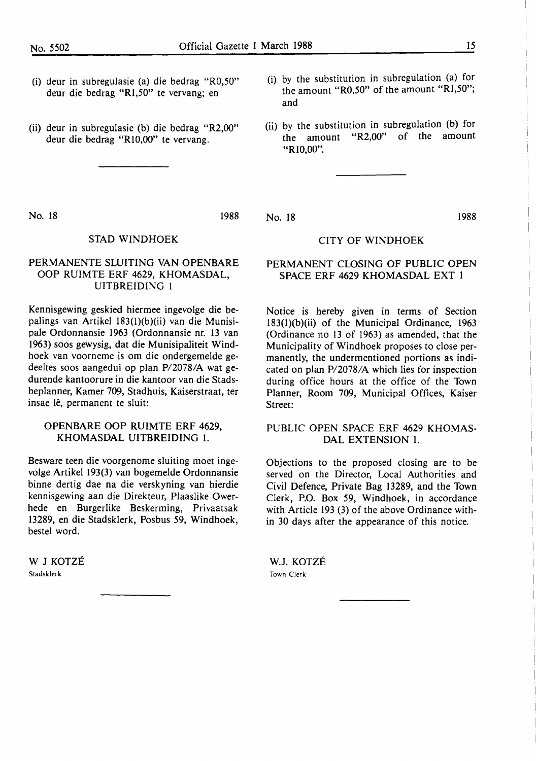(i) deur in subregulasie (a) die bedrag "R0,50" deur die bedrag "R1,50" te vervang; en

(ii) deur in subregulasie (b) die bedrag "R2,00" deur die bedrag "R10,00" te vervang.

(i) by the substitution in subregulation (a) for the amount "R0,50" of the amount "R1,50"; and

(ii) by the substitution in subregulation (b) for the amount "R2,00" of the amount "R10,00".

---

No. 18 1988

STAD WINDHOEK

PERMANENTE SLUITING VAN OPENBARE OOP RUIMTE ERF 4629, KHOMASDAL, UITBREIDING 1

Kennisgewing geskied hiermee ingevolge die bepalings van Artikel 183(1)(b)(ii) van die Munisipale Ordonnansie 1963 (Ordonnansie nr. 13 van 1963) soos gewysig, dat die Munisipaliteit Windhoek van voorneme is om die ondergemelde gedeeltes soos aangedui op plan P/2078/A wat gedurende kantoorure in die kantoor van die Stadsbeplanner, Kamer 709, Stadhuis, Kaiserstraat, ter insae lê, permanent te sluit:

OPENBARE OOP RUIMTE ERF 4629, KHOMASDAL UITBREIDING 1.

Besware teen die voorgenome sluiting moet ingevolge Artikel 193(3) van bogemelde Ordonnansie binne dertig dae na die verskyning van hierdie kennisgewing aan die Direkteur, Plaaslike Owerhede en Burgerlike Beskerming, Privaatsak 13289, en die Stadsklerk, Posbus 59, Windhoek, bestel word.

W J KOTZÉ
Stadsklerk

No. 18 1988

CITY OF WINDHOEK

PERMANENT CLOSING OF PUBLIC OPEN SPACE ERF 4629 KHOMASDAL EXT 1

Notice is hereby given in terms of Section 183(1)(b)(ii) of the Municipal Ordinance, 1963 (Ordinance no 13 of 1963) as amended, that the Municipality of Windhoek proposes to close permanently, the undermentioned portions as indicated on plan P/2078/A which lies for inspection during office hours at the office of the Town Planner, Room 709, Municipal Offices, Kaiser Street:

PUBLIC OPEN SPACE ERF 4629 KHOMASDAL EXTENSION 1.

Objections to the proposed closing are to be served on the Director, Local Authorities and Civil Defence, Private Bag 13289, and the Town Clerk, P.O. Box 59, Windhoek, in accordance with Article 193 (3) of the above Ordinance within 30 days after the appearance of this notice.

W.J. KOTZÉ
Town Clerk

---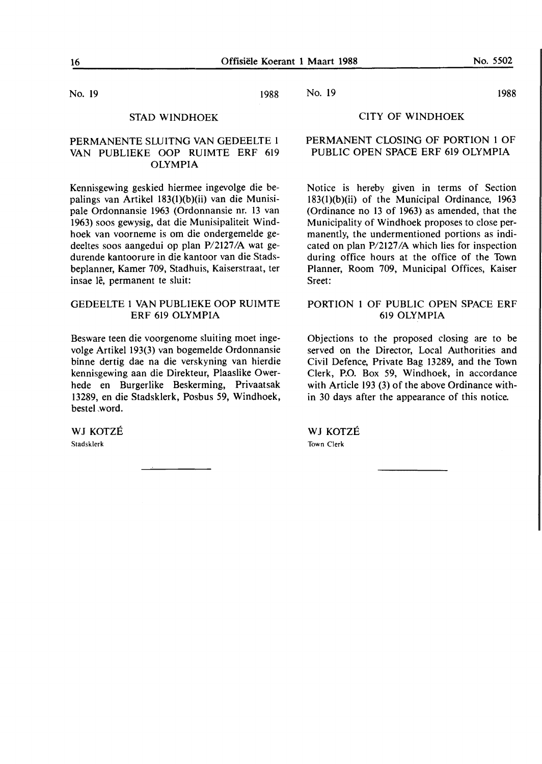No. 19 1988

## STAD WINDHOEK

### PERMANENTE SLUITNG VAN GEDEELTE 1 VAN PUBLIEKE OOP RUIMTE ERF 619 OLYMPIA

Kennisgewing geskied hiermee ingevolge die bepalings van Artikel 183(1)(b)(ii) van die Munisipale Ordonnansie 1963 (Ordonnansie nr. 13 van 1963) soos gewysig, dat die Munisipaliteit Windhoek van voorneme is om die ondergemelde gedeeltes soos aangedui op plan P/2127/A wat gedurende kantoorure in die kantoor van die Stadsbeplanner, Kamer 709, Stadhuis, Kaiserstraat, ter insae lê, permanent te sluit:

### GEDEELTE 1 VAN PUBLIEKE OOP RUIMTE ERF 619 OLYMPIA

Besware teen die voorgenome sluiting moet ingevolge Artikel 193(3) van bogemelde Ordonnansie binne dertig dae na die verskyning van hierdie kennisgewing aan die Direkteur, Plaaslike Owerhede en Burgerlike Beskerming, Privaatsak 13289, en die Stadsklerk, Posbus 59, Windhoek, bestel word.

WJ KOTZÉ
Stadsklerk

---

No. 19 1988

## CITY OF WINDHOEK

### PERMANENT CLOSING OF PORTION 1 OF PUBLIC OPEN SPACE ERF 619 OLYMPIA

Notice is hereby given in terms of Section 183(1)(b)(ii) of the Municipal Ordinance, 1963 (Ordinance no 13 of 1963) as amended, that the Municipality of Windhoek proposes to close permanently, the undermentioned portions as indicated on plan P/2127/A which lies for inspection during office hours at the office of the Town Planner, Room 709, Municipal Offices, Kaiser Sreet:

### PORTION 1 OF PUBLIC OPEN SPACE ERF 619 OLYMPIA

Objections to the proposed closing are to be served on the Director, Local Authorities and Civil Defence, Private Bag 13289, and the Town Clerk, P.O. Box 59, Windhoek, in accordance with Article 193 (3) of the above Ordinance within 30 days after the appearance of this notice.

WJ KOTZÉ
Town Clerk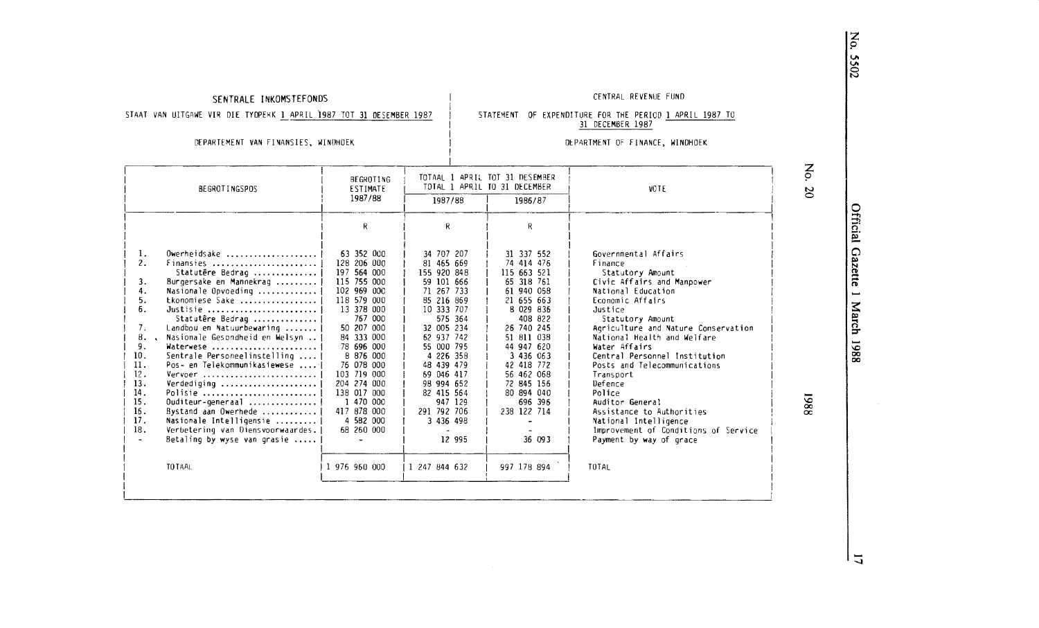SENTRALE INKOMSTEFONDS

STAAT VAN UITGAWE VIR DIE TYDPERK 1 APRIL 1987 TOT 31 DESEMBER 1987

DEPARTEMENT VAN FINANSIES, WINDHOEK

CENTRAL REVENUE FUND

STATEMENT OF EXPENDITURE FOR THE PERIOD 1 APRIL 1987 TO 31 DECEMBER 1987

DEPARTMENT OF FINANCE, WINDHOEK

| | BEGROTINGSPOS | BEGROTING ESTIMATE 1987/88 | TOTAAL 1 APRIL TOT 31 DESEMBER TOTAL 1 APRIL TO 31 DECEMBER 1987/88 | 1986/87 | VOTE |
|---|---|---|---|---|---|
| | | R | R | R | |
| 1. | Owerheidsake | 63 352 000 | 34 707 207 | 31 337 552 | Governmental Affairs |
| 2. | Finansies | 128 206 000 | 81 465 669 | 74 414 476 | Finance |
| | Statutêre Bedrag | 197 564 000 | 155 920 848 | 115 663 521 | Statutory Amount |
| 3. | Burgersake en Mannekrag | 115 755 000 | 59 101 666 | 65 318 761 | Civic Affairs and Manpower |
| 4. | Nasionale Opvoeding | 102 969 000 | 71 267 733 | 61 940 058 | National Education |
| 5. | Ekonomiese Sake | 118 579 000 | 85 216 869 | 21 655 663 | Economic Affairs |
| 6. | Justisie | 13 378 000 | 10 333 707 | 8 029 836 | Justice |
| | Statutêre Bedrag | 767 000 | 575 364 | 408 822 | Statutory Amount |
| 7. | Landbou en Natuurbewaring | 50 207 000 | 32 005 234 | 26 740 245 | Agriculture and Nature Conservation |
| 8. | Nasionale Gesondheid en Welsyn | 84 333 000 | 62 937 742 | 51 811 038 | National Health and Welfare |
| 9. | Waterwese | 78 696 000 | 55 000 795 | 44 947 620 | Water Affairs |
| 10. | Sentrale Personeelinstelling | 8 876 000 | 4 226 358 | 3 436 063 | Central Personnel Institution |
| 11. | Pos- en Telekommunikasiewese | 76 078 000 | 48 439 479 | 42 418 772 | Posts and Telecommunications |
| 12. | Vervoer | 103 719 000 | 69 046 417 | 56 462 068 | Transport |
| 13. | Verdediging | 204 274 000 | 98 994 652 | 72 845 156 | Defence |
| 14. | Polisie | 138 017 000 | 82 415 564 | 80 894 040 | Police |
| 15. | Ouditeur-generaal | 1 470 000 | 947 129 | 696 396 | Auditor General |
| 16. | Bystand aan Owerhede | 417 878 000 | 291 792 706 | 238 122 714 | Assistance to Authorities |
| 17. | Nasionale Intelligensie | 4 582 000 | 3 436 498 | - | National Intelligence |
| 18. | Verbetering van Diensvoorwaardes | 68 260 000 | - | - | Improvement of Conditions of Service |
| - | Betaling by wyse van grasie | - | 12 995 | 36 093 | Payment by way of grace |
| | TOTAAL | 1 976 960 000 | 1 247 844 632 | 997 178 894 | TOTAL |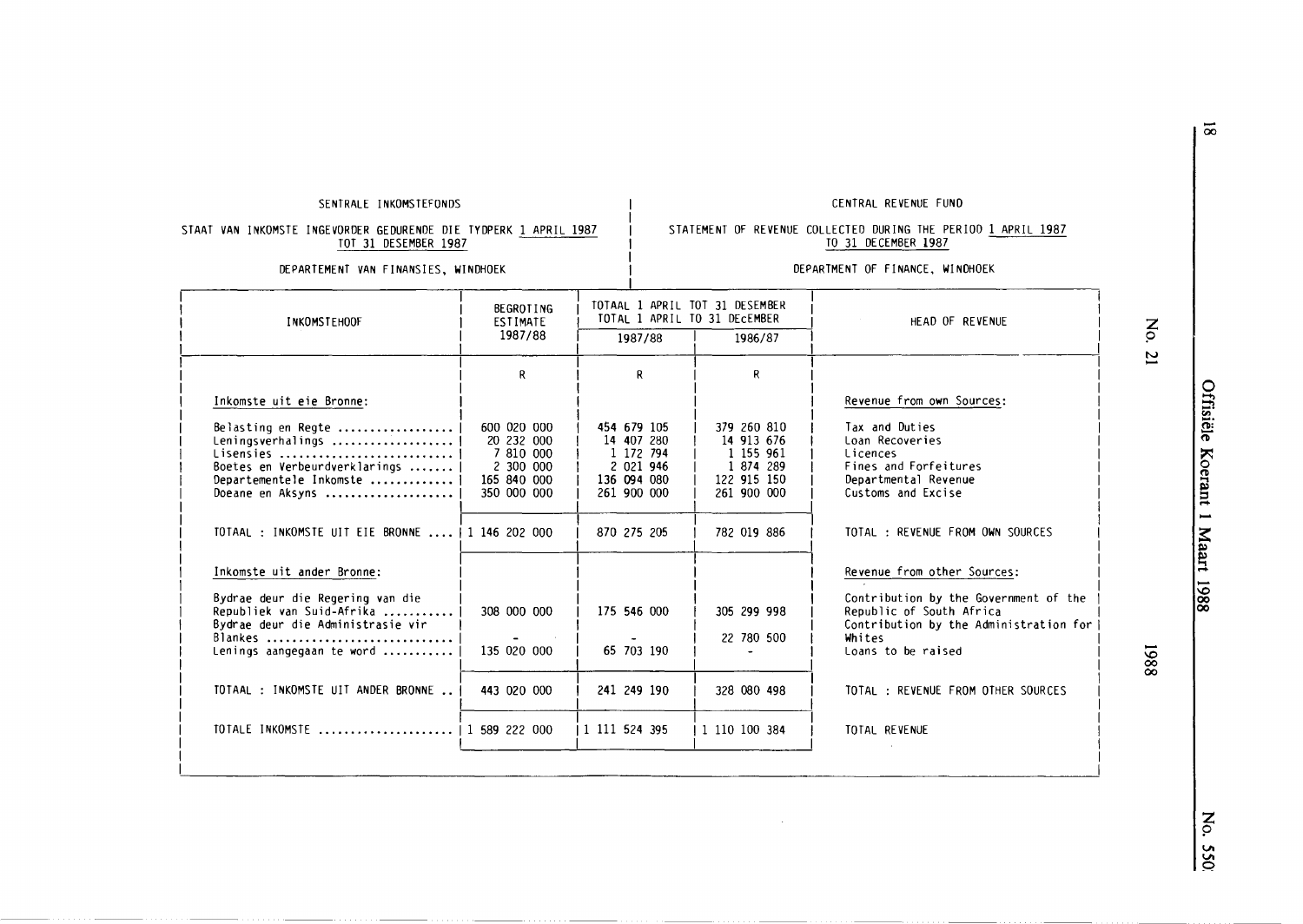SENTRALE INKOMSTEFONDS

STAAT VAN INKOMSTE INGEVORDER GEDURENDE DIE TYDPERK 1 APRIL 1987 TOT 31 DESEMBER 1987

DEPARTEMENT VAN FINANSIES, WINDHOEK

CENTRAL REVENUE FUND

STATEMENT OF REVENUE COLLECTED DURING THE PERIOD 1 APRIL 1987 TO 31 DECEMBER 1987

DEPARTMENT OF FINANCE, WINDHOEK

| INKOMSTEHOOF | BEGROTING ESTIMATE 1987/88 | TOTAAL 1 APRIL TOT 31 DESEMBER TOTAL 1 APRIL TO 31 DECEMBER | | HEAD OF REVENUE |
|---|---|---|---|---|
| | | 1987/88 | 1986/87 | |
| | R | R | R | |
| Inkomste uit eie Bronne: | | | | Revenue from own Sources: |
| Belasting en Regte | 600 020 000 | 454 679 105 | 379 260 810 | Tax and Duties |
| Leningsverhalings | 20 232 000 | 14 407 280 | 14 913 676 | Loan Recoveries |
| Lisensies | 7 810 000 | 1 172 794 | 1 155 961 | Licences |
| Boetes en Verbeurdverklarings | 2 300 000 | 2 021 946 | 1 874 289 | Fines and Forfeitures |
| Departementele Inkomste | 165 840 000 | 136 094 080 | 122 915 150 | Departmental Revenue |
| Doeane en Aksyns | 350 000 000 | 261 900 000 | 261 900 000 | Customs and Excise |
| TOTAAL : INKOMSTE UIT EIE BRONNE | 1 146 202 000 | 870 275 205 | 782 019 886 | TOTAL : REVENUE FROM OWN SOURCES |
| Inkomste uit ander Bronne: | | | | Revenue from other Sources: |
| Bydrae deur die Regering van die Republiek van Suid-Afrika | 308 000 000 | 175 546 000 | 305 299 998 | Contribution by the Government of the Republic of South Africa |
| Bydrae deur die Administrasie vir Blankes | - | - | 22 780 500 | Contribution by the Administration for Whites |
| Lenings aangegaan te word | 135 020 000 | 65 703 190 | - | Loans to be raised |
| TOTAAL : INKOMSTE UIT ANDER BRONNE | 443 020 000 | 241 249 190 | 328 080 498 | TOTAL : REVENUE FROM OTHER SOURCES |
| TOTALE INKOMSTE | 1 589 222 000 | 1 111 524 395 | 1 110 100 384 | TOTAL REVENUE |